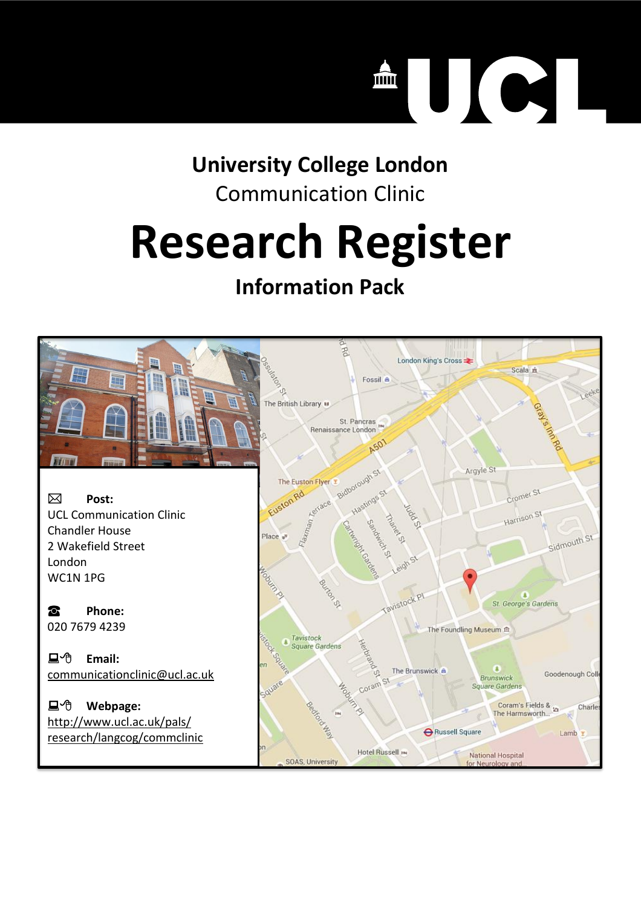UCL

**University College London**

Communication Clinic

# Research Register

## Information Pack

**Post:**
UCL Communication Clinic
Chandler House
2 Wakefield Street
London
WC1N 1PG

**Phone:**
020 7679 4239

**Email:**
communicationclinic@ucl.ac.uk

**Webpage:**
http://www.ucl.ac.uk/pals/research/langcog/commclinic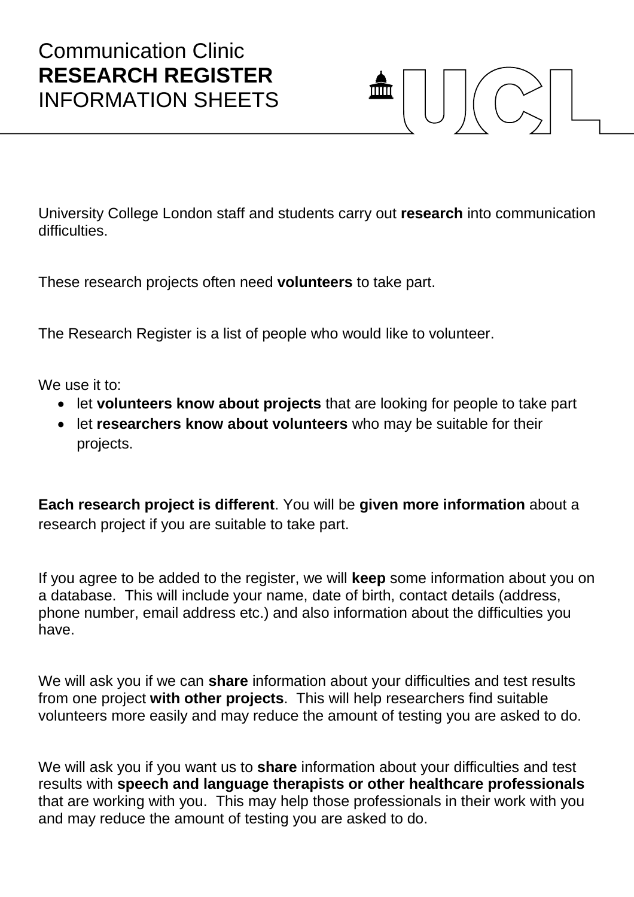# Communication Clinic
# **RESEARCH REGISTER**
# INFORMATION SHEETS

University College London staff and students carry out **research** into communication difficulties.

These research projects often need **volunteers** to take part.

The Research Register is a list of people who would like to volunteer.

We use it to:

- let **volunteers know about projects** that are looking for people to take part
- let **researchers know about volunteers** who may be suitable for their projects.

**Each research project is different**. You will be **given more information** about a research project if you are suitable to take part.

If you agree to be added to the register, we will **keep** some information about you on a database. This will include your name, date of birth, contact details (address, phone number, email address etc.) and also information about the difficulties you have.

We will ask you if we can **share** information about your difficulties and test results from one project **with other projects**. This will help researchers find suitable volunteers more easily and may reduce the amount of testing you are asked to do.

We will ask you if you want us to **share** information about your difficulties and test results with **speech and language therapists or other healthcare professionals** that are working with you. This may help those professionals in their work with you and may reduce the amount of testing you are asked to do.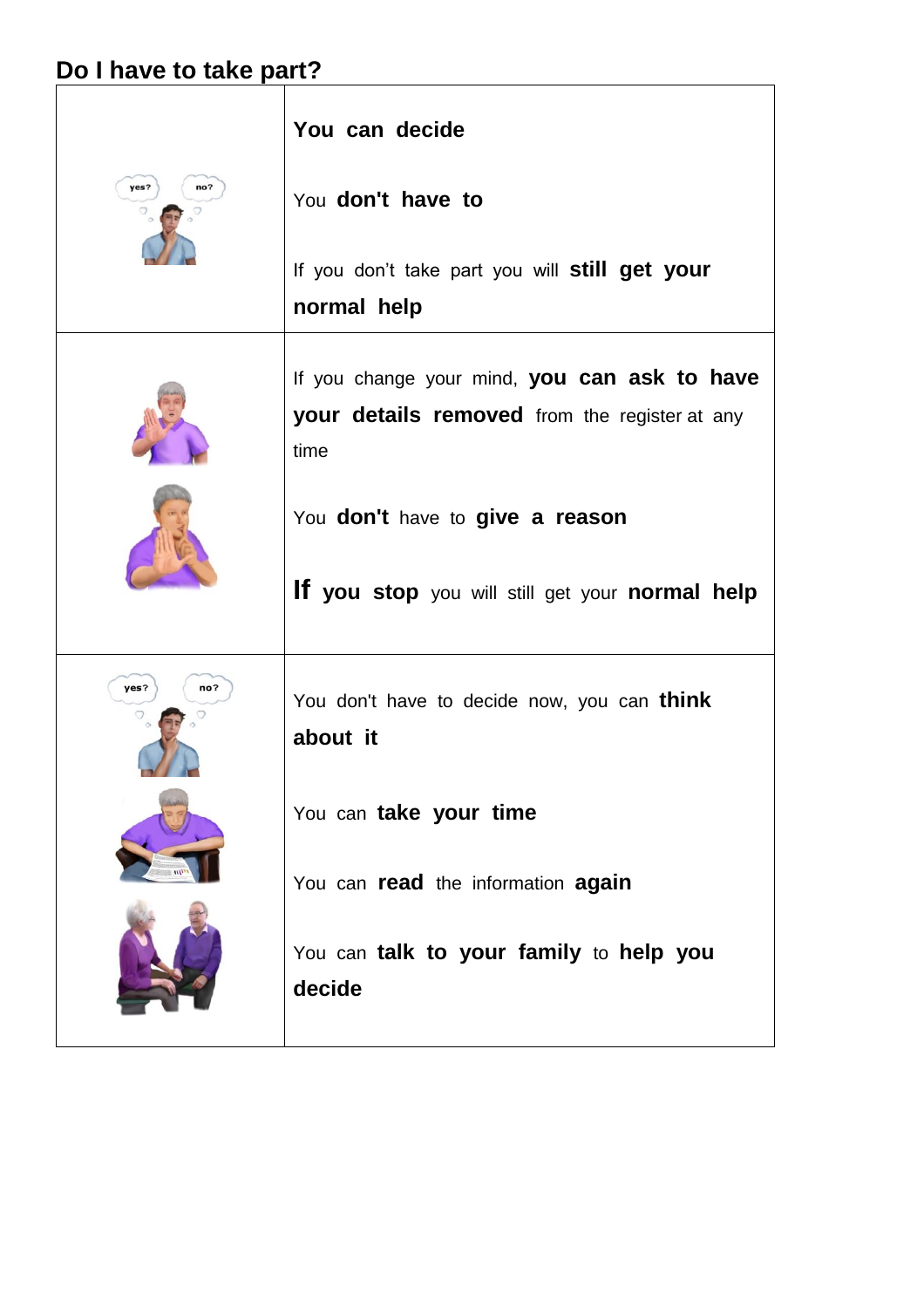## Do I have to take part?

| | |
|---|---|
| | **You can decide**<br><br>You **don't have to**<br><br>If you don't take part you will **still get your normal help** |
| | If you change your mind, **you can ask to have your details removed** from the register at any time<br><br>You **don't** have to **give a reason**<br><br>**If you stop** you will still get your **normal help** |
| | You don't have to decide now, you can **think about it**<br><br>You can **take your time**<br><br>You can **read** the information **again**<br><br>You can **talk to your family** to **help you decide** |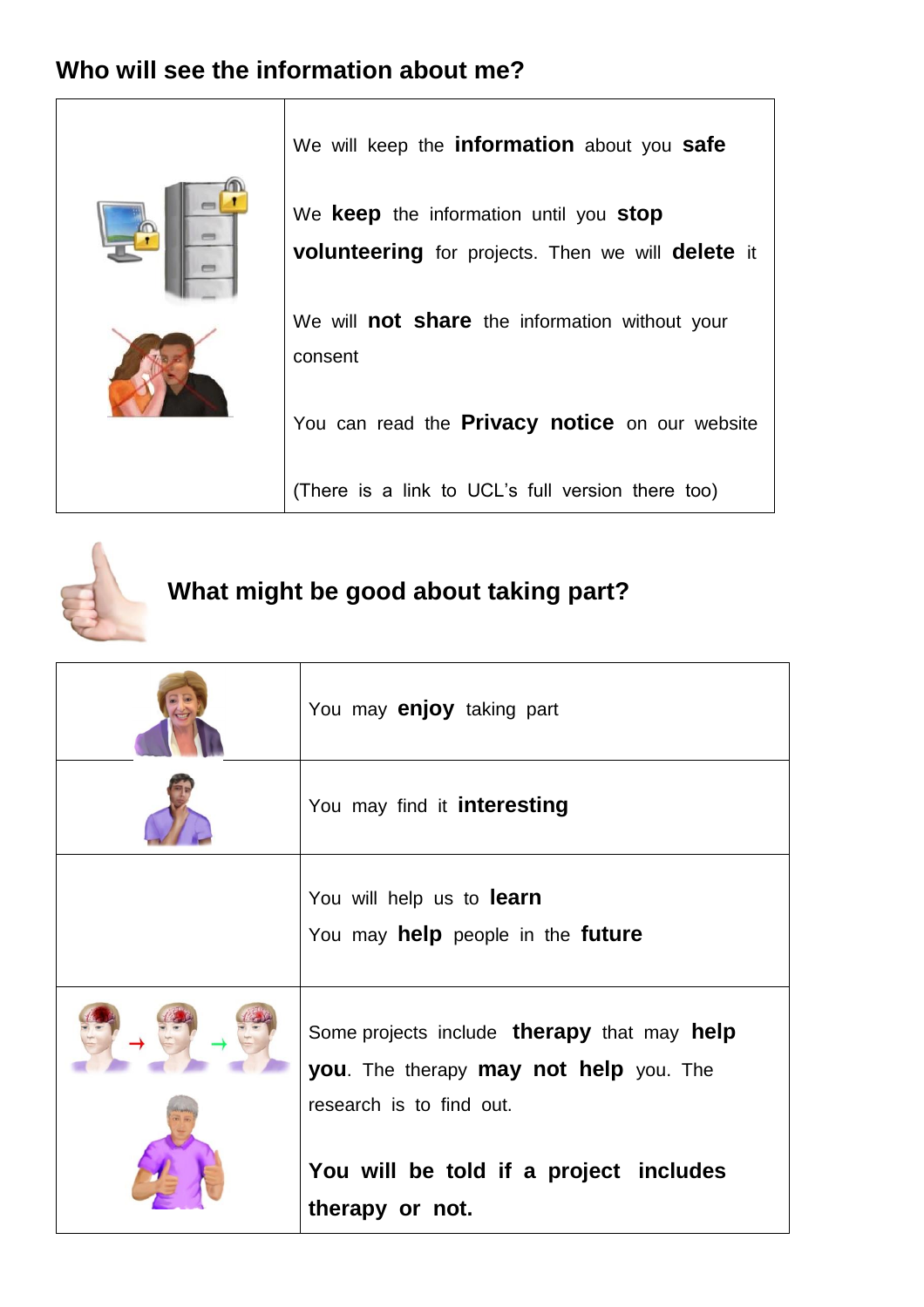## Who will see the information about me?

| | |
|---|---|
| | We will keep the **information** about you **safe**<br><br>We **keep** the information until you **stop volunteering** for projects. Then we will **delete** it<br><br>We will **not share** the information without your consent<br><br>You can read the **Privacy notice** on our website<br><br>(There is a link to UCL's full version there too) |

## What might be good about taking part?

| | |
|---|---|
| | You may **enjoy** taking part |
| | You may find it **interesting** |
| | You will help us to **learn**<br>You may **help** people in the **future** |
| | Some projects include **therapy** that may **help you**. The therapy **may not help** you. The research is to find out.<br><br>**You will be told if a project includes therapy or not.** |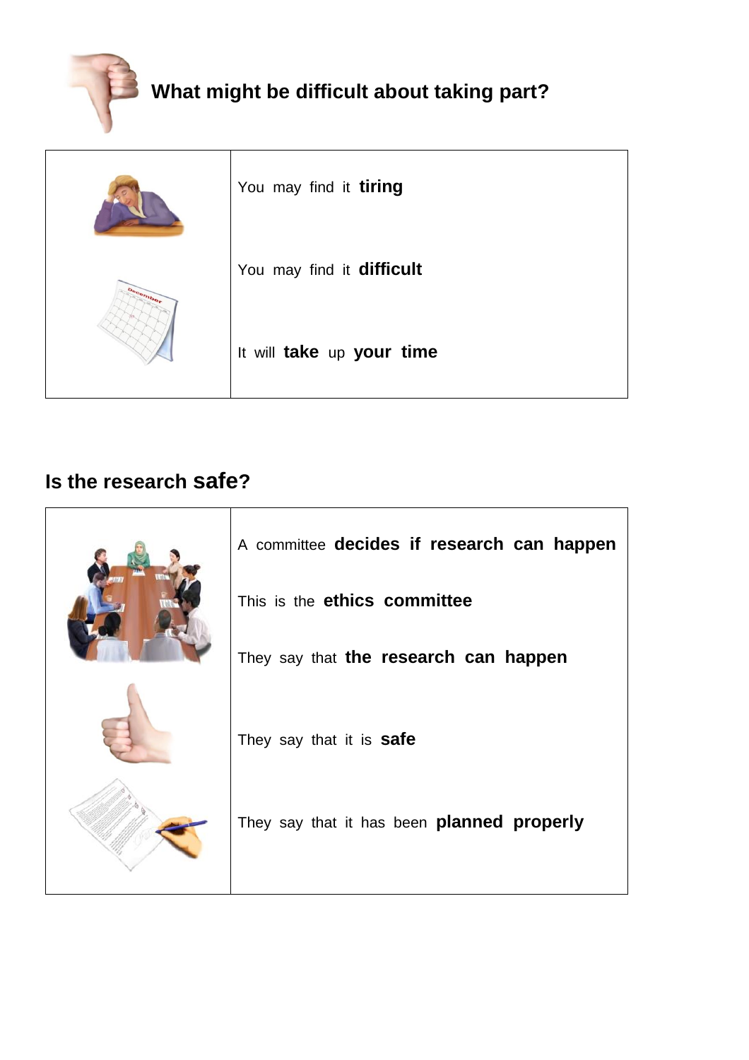## What might be difficult about taking part?

| | |
|---|---|
| | You may find it **tiring**<br><br>You may find it **difficult**<br><br>It will **take** up **your time** |

## Is the research safe?

| | |
|---|---|
| | A committee **decides if research can happen**<br><br>This is the **ethics committee**<br><br>They say that **the research can happen**<br><br>They say that it is **safe**<br><br>They say that it has been **planned properly** |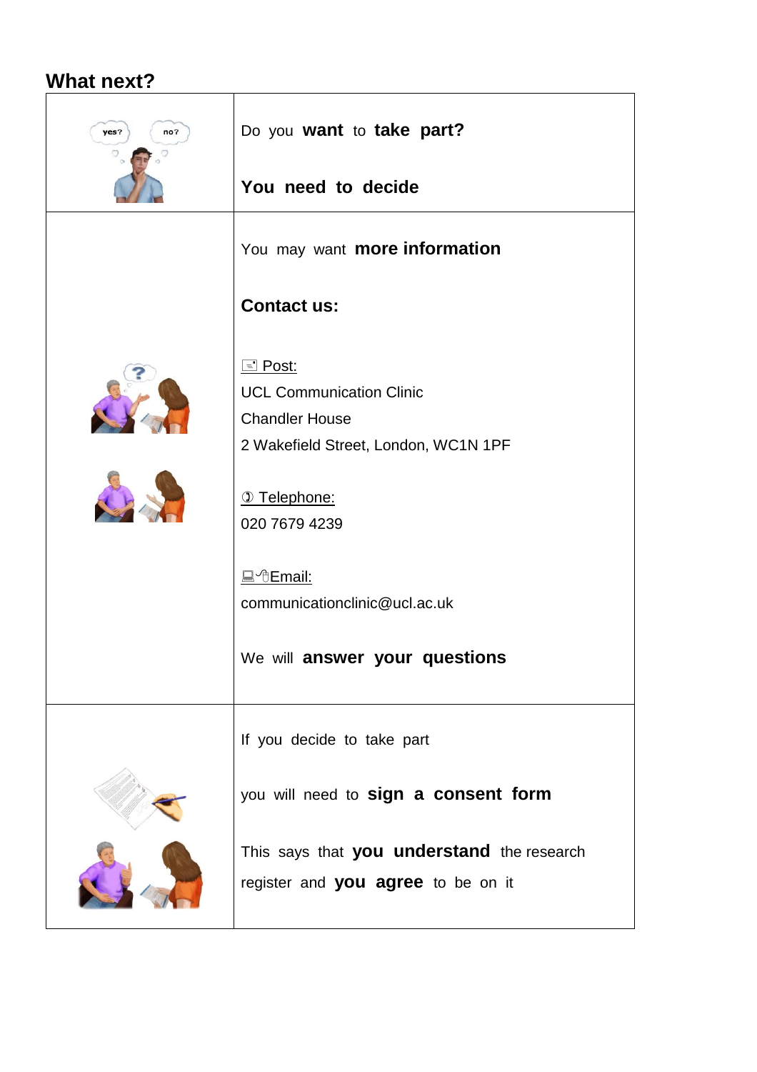## What next?

| | |
|---|---|
| | Do you **want** to **take part?**<br><br>**You need to decide** |
| | You may want **more information**<br><br>**Contact us:**<br><br>Post:<br>UCL Communication Clinic<br>Chandler House<br>2 Wakefield Street, London, WC1N 1PF<br><br>Telephone:<br>020 7679 4239<br><br>Email:<br>communicationclinic@ucl.ac.uk<br><br>We will **answer your questions** |
| | If you decide to take part<br><br>you will need to **sign a consent form**<br><br>This says that **you understand** the research register and **you agree** to be on it |